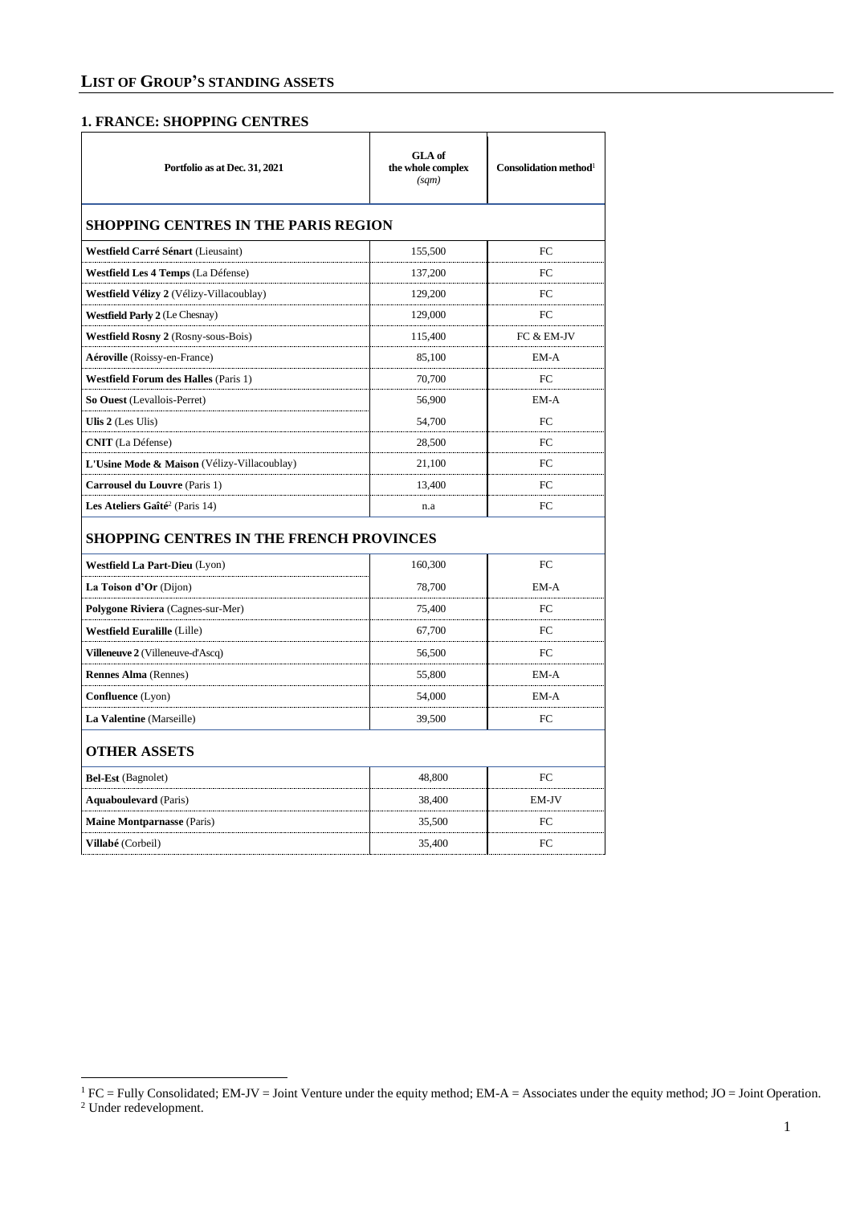# LIST OF GROUP'S STANDING ASSETS

## 1. FRANCE: SHOPPING CENTRES

| Portfolio as at Dec. 31, 2021 | GLA of the whole complex *(sqm)* | Consolidation method[1] |
|---|---|---|
| **SHOPPING CENTRES IN THE PARIS REGION** | | |
| **Westfield Carré Sénart** (Lieusaint) | 155,500 | FC |
| **Westfield Les 4 Temps** (La Défense) | 137,200 | FC |
| **Westfield Vélizy 2** (Vélizy-Villacoublay) | 129,200 | FC |
| **Westfield Parly 2** (Le Chesnay) | 129,000 | FC |
| **Westfield Rosny 2** (Rosny-sous-Bois) | 115,400 | FC & EM-JV |
| **Aéroville** (Roissy-en-France) | 85,100 | EM-A |
| **Westfield Forum des Halles** (Paris 1) | 70,700 | FC |
| **So Ouest** (Levallois-Perret) | 56,900 | EM-A |
| **Ulis 2** (Les Ulis) | 54,700 | FC |
| **CNIT** (La Défense) | 28,500 | FC |
| **L'Usine Mode & Maison** (Vélizy-Villacoublay) | 21,100 | FC |
| **Carrousel du Louvre** (Paris 1) | 13,400 | FC |
| **Les Ateliers Gaîté**[2] (Paris 14) | n.a | FC |
| **SHOPPING CENTRES IN THE FRENCH PROVINCES** | | |
| **Westfield La Part-Dieu** (Lyon) | 160,300 | FC |
| **La Toison d'Or** (Dijon) | 78,700 | EM-A |
| **Polygone Riviera** (Cagnes-sur-Mer) | 75,400 | FC |
| **Westfield Euralille** (Lille) | 67,700 | FC |
| **Villeneuve 2** (Villeneuve-d'Ascq) | 56,500 | FC |
| **Rennes Alma** (Rennes) | 55,800 | EM-A |
| **Confluence** (Lyon) | 54,000 | EM-A |
| **La Valentine** (Marseille) | 39,500 | FC |
| **OTHER ASSETS** | | |
| **Bel-Est** (Bagnolet) | 48,800 | FC |
| **Aquaboulevard** (Paris) | 38,400 | EM-JV |
| **Maine Montparnasse** (Paris) | 35,500 | FC |
| **Villabé** (Corbeil) | 35,400 | FC |

[1] FC = Fully Consolidated; EM-JV = Joint Venture under the equity method; EM-A = Associates under the equity method; JO = Joint Operation.

[2] Under redevelopment.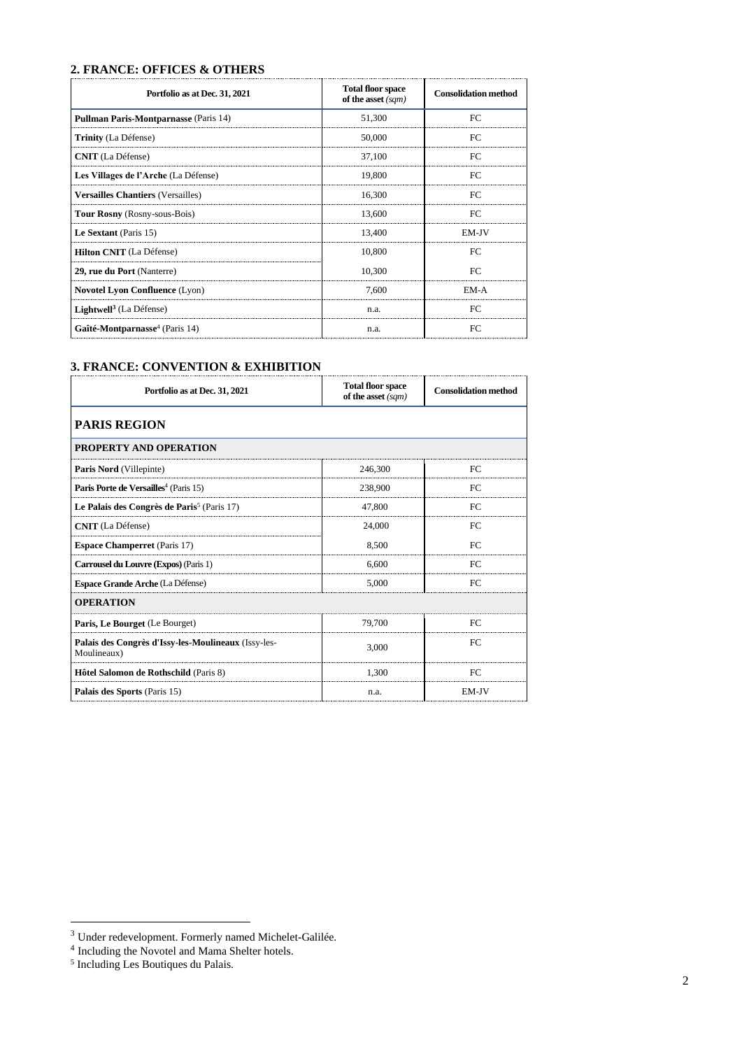## 2. FRANCE: OFFICES & OTHERS

| Portfolio as at Dec. 31, 2021 | Total floor space of the asset *(sqm)* | Consolidation method |
|---|---|---|
| **Pullman Paris-Montparnasse** (Paris 14) | 51,300 | FC |
| **Trinity** (La Défense) | 50,000 | FC |
| **CNIT** (La Défense) | 37,100 | FC |
| **Les Villages de l'Arche** (La Défense) | 19,800 | FC |
| **Versailles Chantiers** (Versailles) | 16,300 | FC |
| **Tour Rosny** (Rosny-sous-Bois) | 13,600 | FC |
| **Le Sextant** (Paris 15) | 13,400 | EM-JV |
| **Hilton CNIT** (La Défense) | 10,800 | FC |
| **29, rue du Port** (Nanterre) | 10,300 | FC |
| **Novotel Lyon Confluence** (Lyon) | 7,600 | EM-A |
| **Lightwell**[3] (La Défense) | n.a. | FC |
| **Gaîté-Montparnasse**[4] (Paris 14) | n.a. | FC |

## 3. FRANCE: CONVENTION & EXHIBITION

| Portfolio as at Dec. 31, 2021 | Total floor space of the asset *(sqm)* | Consolidation method |
|---|---|---|
| **PARIS REGION** | | |
| **PROPERTY AND OPERATION** | | |
| **Paris Nord** (Villepinte) | 246,300 | FC |
| **Paris Porte de Versailles**[4] (Paris 15) | 238,900 | FC |
| **Le Palais des Congrès de Paris**[5] (Paris 17) | 47,800 | FC |
| **CNIT** (La Défense) | 24,000 | FC |
| **Espace Champerret** (Paris 17) | 8,500 | FC |
| **Carrousel du Louvre (Expos)** (Paris 1) | 6,600 | FC |
| **Espace Grande Arche** (La Défense) | 5,000 | FC |
| **OPERATION** | | |
| **Paris, Le Bourget** (Le Bourget) | 79,700 | FC |
| **Palais des Congrès d'Issy-les-Moulineaux** (Issy-les-Moulineaux) | 3,000 | FC |
| **Hôtel Salomon de Rothschild** (Paris 8) | 1,300 | FC |
| **Palais des Sports** (Paris 15) | n.a. | EM-JV |

[3] Under redevelopment. Formerly named Michelet-Galilée.

[4] Including the Novotel and Mama Shelter hotels.

[5] Including Les Boutiques du Palais.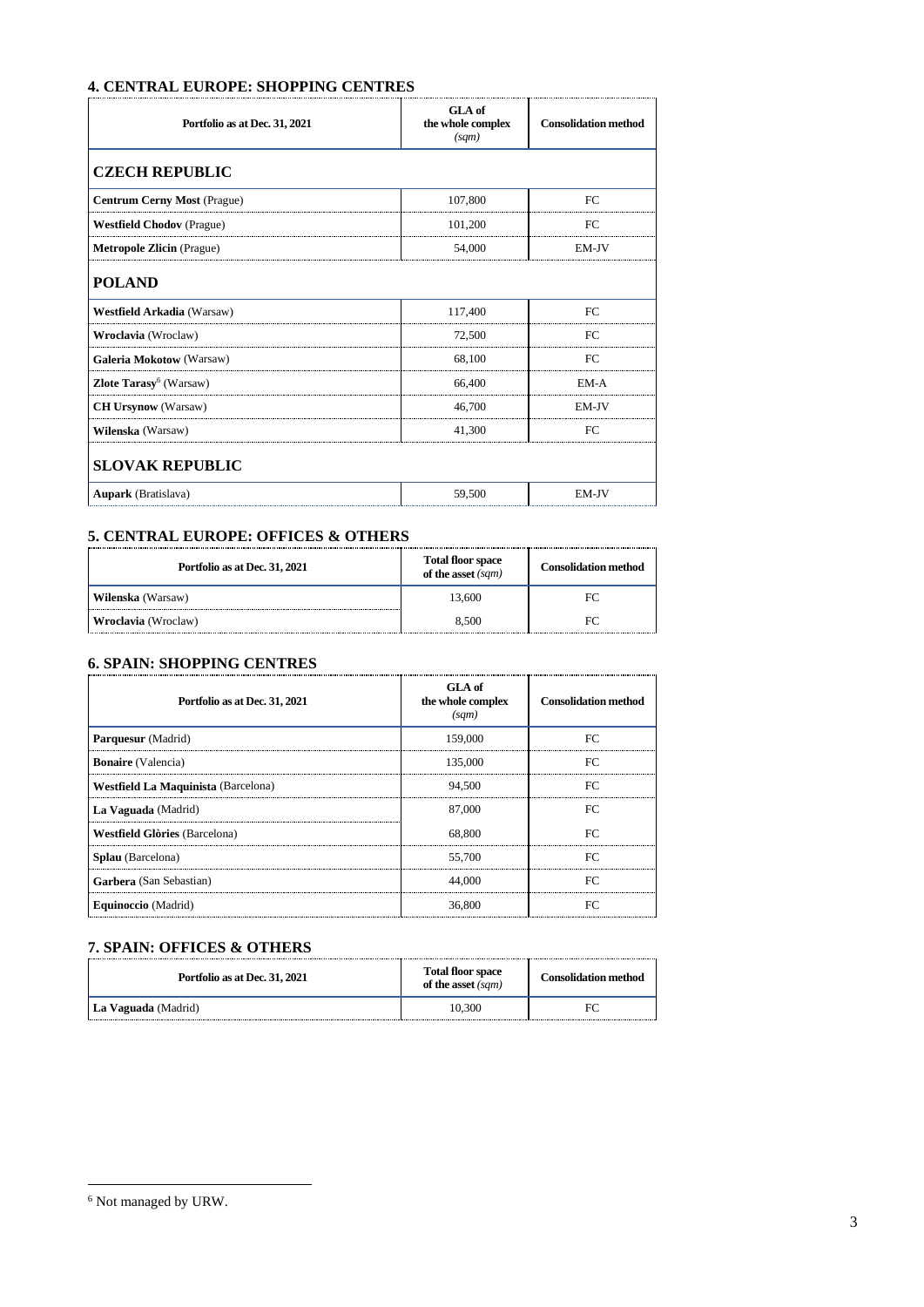## 4. CENTRAL EUROPE: SHOPPING CENTRES

| Portfolio as at Dec. 31, 2021 | GLA of the whole complex *(sqm)* | Consolidation method |
|---|---|---|
| **CZECH REPUBLIC** | | |
| **Centrum Cerny Most** (Prague) | 107,800 | FC |
| **Westfield Chodov** (Prague) | 101,200 | FC |
| **Metropole Zlicin** (Prague) | 54,000 | EM-JV |
| **POLAND** | | |
| **Westfield Arkadia** (Warsaw) | 117,400 | FC |
| **Wroclavia** (Wroclaw) | 72,500 | FC |
| **Galeria Mokotow** (Warsaw) | 68,100 | FC |
| **Zlote Tarasy**[6] (Warsaw) | 66,400 | EM-A |
| **CH Ursynow** (Warsaw) | 46,700 | EM-JV |
| **Wilenska** (Warsaw) | 41,300 | FC |
| **SLOVAK REPUBLIC** | | |
| **Aupark** (Bratislava) | 59,500 | EM-JV |

## 5. CENTRAL EUROPE: OFFICES & OTHERS

| Portfolio as at Dec. 31, 2021 | Total floor space of the asset *(sqm)* | Consolidation method |
|---|---|---|
| **Wilenska** (Warsaw) | 13,600 | FC |
| **Wroclavia** (Wroclaw) | 8,500 | FC |

## 6. SPAIN: SHOPPING CENTRES

| Portfolio as at Dec. 31, 2021 | GLA of the whole complex *(sqm)* | Consolidation method |
|---|---|---|
| **Parquesur** (Madrid) | 159,000 | FC |
| **Bonaire** (Valencia) | 135,000 | FC |
| **Westfield La Maquinista** (Barcelona) | 94,500 | FC |
| **La Vaguada** (Madrid) | 87,000 | FC |
| **Westfield Glòries** (Barcelona) | 68,800 | FC |
| **Splau** (Barcelona) | 55,700 | FC |
| **Garbera** (San Sebastian) | 44,000 | FC |
| **Equinoccio** (Madrid) | 36,800 | FC |

## 7. SPAIN: OFFICES & OTHERS

| Portfolio as at Dec. 31, 2021 | Total floor space of the asset *(sqm)* | Consolidation method |
|---|---|---|
| **La Vaguada** (Madrid) | 10,300 | FC |

[6] Not managed by URW.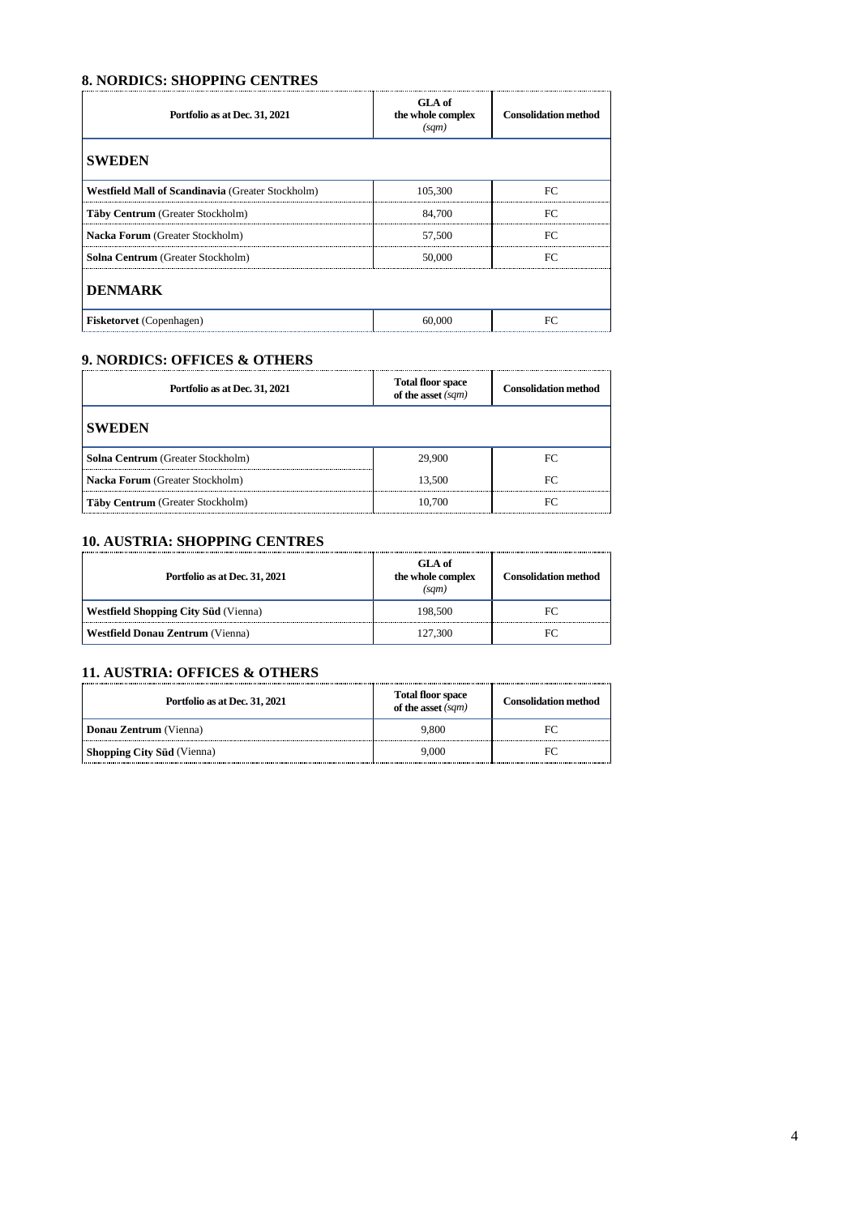## 8. NORDICS: SHOPPING CENTRES

| Portfolio as at Dec. 31, 2021 | GLA of the whole complex *(sqm)* | Consolidation method |
|---|---|---|
| **SWEDEN** | | |
| **Westfield Mall of Scandinavia** (Greater Stockholm) | 105,300 | FC |
| **Täby Centrum** (Greater Stockholm) | 84,700 | FC |
| **Nacka Forum** (Greater Stockholm) | 57,500 | FC |
| **Solna Centrum** (Greater Stockholm) | 50,000 | FC |
| **DENMARK** | | |
| **Fisketorvet** (Copenhagen) | 60,000 | FC |

## 9. NORDICS: OFFICES & OTHERS

| Portfolio as at Dec. 31, 2021 | Total floor space of the asset *(sqm)* | Consolidation method |
|---|---|---|
| **SWEDEN** | | |
| **Solna Centrum** (Greater Stockholm) | 29,900 | FC |
| **Nacka Forum** (Greater Stockholm) | 13,500 | FC |
| **Täby Centrum** (Greater Stockholm) | 10,700 | FC |

## 10. AUSTRIA: SHOPPING CENTRES

| Portfolio as at Dec. 31, 2021 | GLA of the whole complex *(sqm)* | Consolidation method |
|---|---|---|
| **Westfield Shopping City Süd** (Vienna) | 198,500 | FC |
| **Westfield Donau Zentrum** (Vienna) | 127,300 | FC |

## 11. AUSTRIA: OFFICES & OTHERS

| Portfolio as at Dec. 31, 2021 | Total floor space of the asset *(sqm)* | Consolidation method |
|---|---|---|
| **Donau Zentrum** (Vienna) | 9,800 | FC |
| **Shopping City Süd** (Vienna) | 9,000 | FC |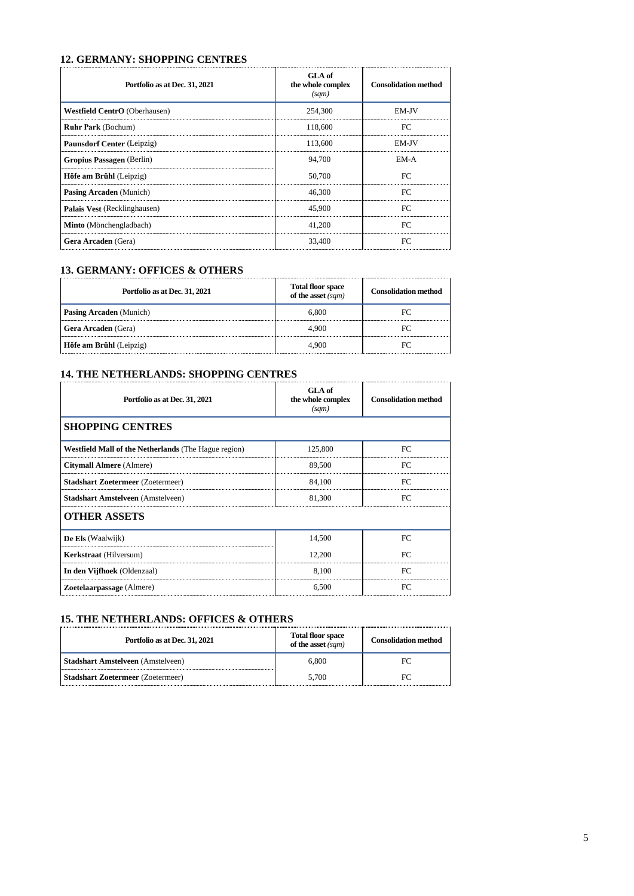## 12. GERMANY: SHOPPING CENTRES

| Portfolio as at Dec. 31, 2021 | GLA of the whole complex *(sqm)* | Consolidation method |
|---|---|---|
| **Westfield CentrO** (Oberhausen) | 254,300 | EM-JV |
| **Ruhr Park** (Bochum) | 118,600 | FC |
| **Paunsdorf Center** (Leipzig) | 113,600 | EM-JV |
| **Gropius Passagen** (Berlin) | 94,700 | EM-A |
| **Höfe am Brühl** (Leipzig) | 50,700 | FC |
| **Pasing Arcaden** (Munich) | 46,300 | FC |
| **Palais Vest** (Recklinghausen) | 45,900 | FC |
| **Minto** (Mönchengladbach) | 41,200 | FC |
| **Gera Arcaden** (Gera) | 33,400 | FC |

## 13. GERMANY: OFFICES & OTHERS

| Portfolio as at Dec. 31, 2021 | Total floor space of the asset *(sqm)* | Consolidation method |
|---|---|---|
| **Pasing Arcaden** (Munich) | 6,800 | FC |
| **Gera Arcaden** (Gera) | 4,900 | FC |
| **Höfe am Brühl** (Leipzig) | 4,900 | FC |

## 14. THE NETHERLANDS: SHOPPING CENTRES

| Portfolio as at Dec. 31, 2021 | GLA of the whole complex *(sqm)* | Consolidation method |
|---|---|---|
| **SHOPPING CENTRES** | | |
| **Westfield Mall of the Netherlands** (The Hague region) | 125,800 | FC |
| **Citymall Almere** (Almere) | 89,500 | FC |
| **Stadshart Zoetermeer** (Zoetermeer) | 84,100 | FC |
| **Stadshart Amstelveen** (Amstelveen) | 81,300 | FC |
| **OTHER ASSETS** | | |
| **De Els** (Waalwijk) | 14,500 | FC |
| **Kerkstraat** (Hilversum) | 12,200 | FC |
| **In den Vijfhoek** (Oldenzaal) | 8,100 | FC |
| **Zoetelaarpassage** (Almere) | 6,500 | FC |

## 15. THE NETHERLANDS: OFFICES & OTHERS

| Portfolio as at Dec. 31, 2021 | Total floor space of the asset *(sqm)* | Consolidation method |
|---|---|---|
| **Stadshart Amstelveen** (Amstelveen) | 6,800 | FC |
| **Stadshart Zoetermeer** (Zoetermeer) | 5,700 | FC |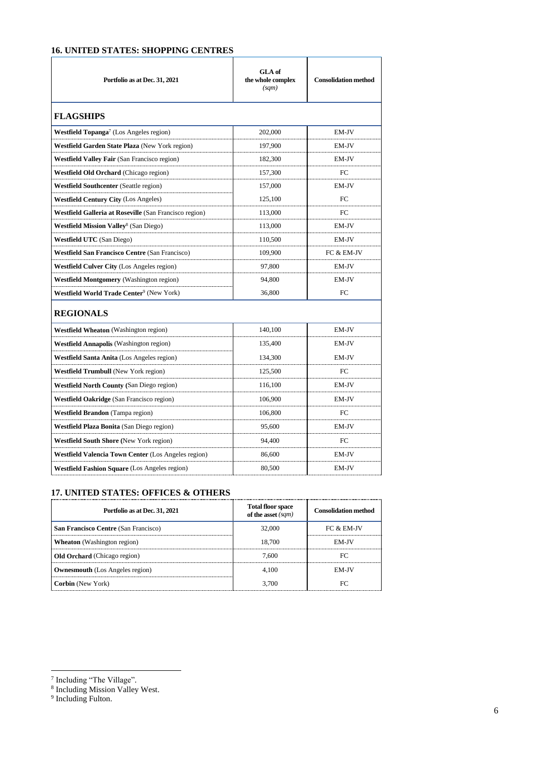## 16. UNITED STATES: SHOPPING CENTRES

| Portfolio as at Dec. 31, 2021 | GLA of the whole complex *(sqm)* | Consolidation method |
|---|---|---|
| **FLAGSHIPS** | | |
| **Westfield Topanga**[7] (Los Angeles region) | 202,000 | EM-JV |
| **Westfield Garden State Plaza** (New York region) | 197,900 | EM-JV |
| **Westfield Valley Fair** (San Francisco region) | 182,300 | EM-JV |
| **Westfield Old Orchard** (Chicago region) | 157,300 | FC |
| **Westfield Southcenter** (Seattle region) | 157,000 | EM-JV |
| **Westfield Century City** (Los Angeles) | 125,100 | FC |
| **Westfield Galleria at Roseville** (San Francisco region) | 113,000 | FC |
| **Westfield Mission Valley**[8] (San Diego) | 113,000 | EM-JV |
| **Westfield UTC** (San Diego) | 110,500 | EM-JV |
| **Westfield San Francisco Centre** (San Francisco) | 109,900 | FC & EM-JV |
| **Westfield Culver City** (Los Angeles region) | 97,800 | EM-JV |
| **Westfield Montgomery** (Washington region) | 94,800 | EM-JV |
| **Westfield World Trade Center**[9] (New York) | 36,800 | FC |
| **REGIONALS** | | |
| **Westfield Wheaton** (Washington region) | 140,100 | EM-JV |
| **Westfield Annapolis** (Washington region) | 135,400 | EM-JV |
| **Westfield Santa Anita** (Los Angeles region) | 134,300 | EM-JV |
| **Westfield Trumbull** (New York region) | 125,500 | FC |
| **Westfield North County** (San Diego region) | 116,100 | EM-JV |
| **Westfield Oakridge** (San Francisco region) | 106,900 | EM-JV |
| **Westfield Brandon** (Tampa region) | 106,800 | FC |
| **Westfield Plaza Bonita** (San Diego region) | 95,600 | EM-JV |
| **Westfield South Shore** (New York region) | 94,400 | FC |
| **Westfield Valencia Town Center** (Los Angeles region) | 86,600 | EM-JV |
| **Westfield Fashion Square** (Los Angeles region) | 80,500 | EM-JV |

## 17. UNITED STATES: OFFICES & OTHERS

| Portfolio as at Dec. 31, 2021 | Total floor space of the asset *(sqm)* | Consolidation method |
|---|---|---|
| **San Francisco Centre** (San Francisco) | 32,000 | FC & EM-JV |
| **Wheaton** (Washington region) | 18,700 | EM-JV |
| **Old Orchard** (Chicago region) | 7,600 | FC |
| **Owensmouth** (Los Angeles region) | 4,100 | EM-JV |
| **Corbin** (New York) | 3,700 | FC |

[7] Including "The Village".

[8] Including Mission Valley West.

[9] Including Fulton.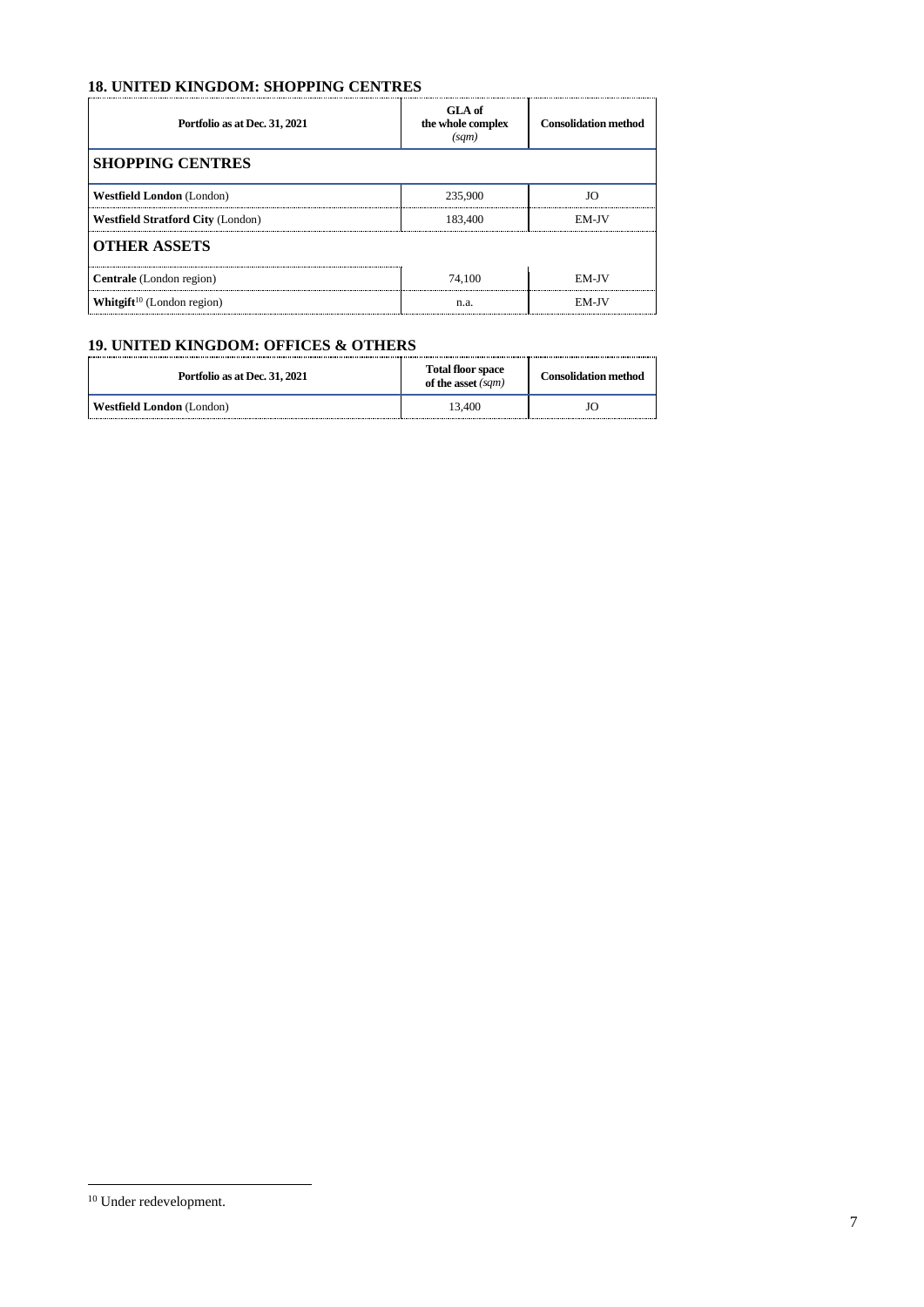### 18. UNITED KINGDOM: SHOPPING CENTRES

| Portfolio as at Dec. 31, 2021 | GLA of the whole complex *(sqm)* | Consolidation method |
|---|---|---|
| **SHOPPING CENTRES** | | |
| **Westfield London** (London) | 235,900 | JO |
| **Westfield Stratford City** (London) | 183,400 | EM-JV |
| **OTHER ASSETS** | | |
| **Centrale** (London region) | 74,100 | EM-JV |
| **Whitgift**[10] (London region) | n.a. | EM-JV |

### 19. UNITED KINGDOM: OFFICES & OTHERS

| Portfolio as at Dec. 31, 2021 | Total floor space of the asset *(sqm)* | Consolidation method |
|---|---|---|
| **Westfield London** (London) | 13,400 | JO |

[10] Under redevelopment.